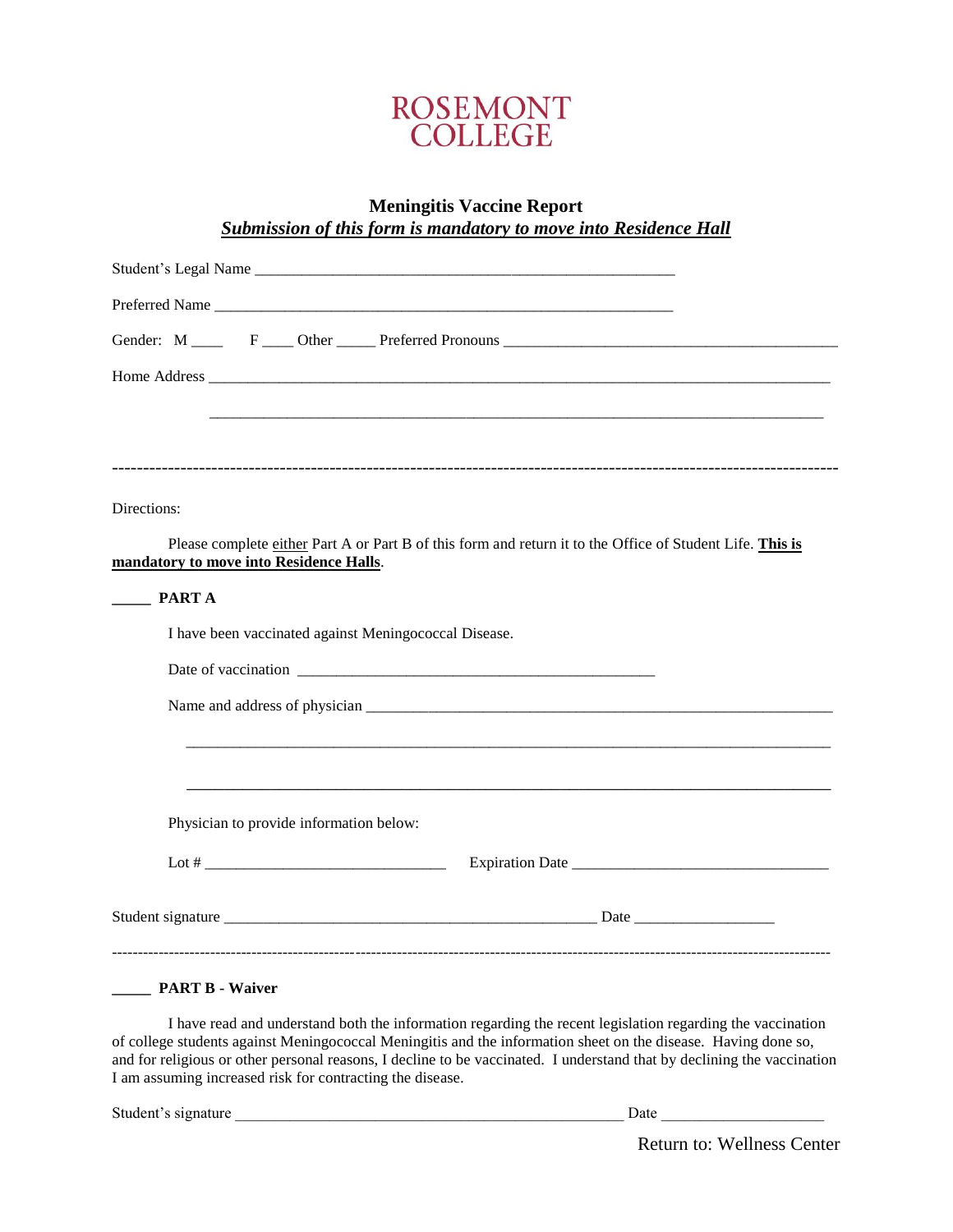# ROSEMONT COLLEGE

## Meningitis Vaccine Report

***<u>Submission of this form is mandatory to move into Residence Hall</u>***

Student's Legal Name ______________________________________________________

Preferred Name ____________________________________________________________

Gender: M ____ F ____ Other _____ Preferred Pronouns _____________________________________________

Home Address ______________________________________________________________________________________

_______________________________________________________________________________________

---

Directions:

Please complete <u>either</u> Part A or Part B of this form and return it to the Office of Student Life. **<u>This is mandatory to move into Residence Halls</u>**.

_____ **PART A**

I have been vaccinated against Meningococcal Disease.

Date of vaccination _______________________________________________

Name and address of physician _______________________________________________________________

_______________________________________________________________________________________

_______________________________________________________________________________________

Physician to provide information below:

Lot # ________________________________ Expiration Date __________________________________

Student signature __________________________________________________ Date __________________

---

_____ **PART B - Waiver**

I have read and understand both the information regarding the recent legislation regarding the vaccination of college students against Meningococcal Meningitis and the information sheet on the disease. Having done so, and for religious or other personal reasons, I decline to be vaccinated. I understand that by declining the vaccination I am assuming increased risk for contracting the disease.

Student's signature ____________________________________________________ Date _____________________

Return to: Wellness Center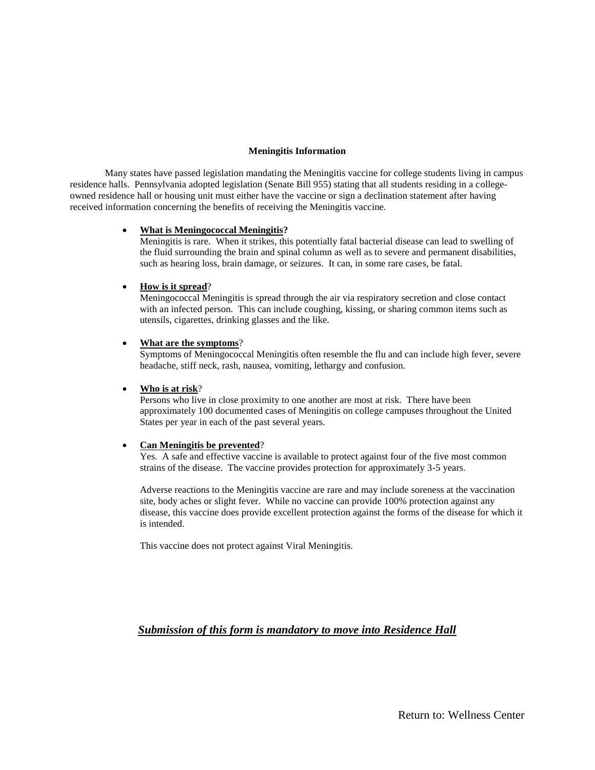**Meningitis Information**

Many states have passed legislation mandating the Meningitis vaccine for college students living in campus residence halls. Pennsylvania adopted legislation (Senate Bill 955) stating that all students residing in a college-owned residence hall or housing unit must either have the vaccine or sign a declination statement after having received information concerning the benefits of receiving the Meningitis vaccine.

- **What is Meningococcal Meningitis?**
  Meningitis is rare. When it strikes, this potentially fatal bacterial disease can lead to swelling of the fluid surrounding the brain and spinal column as well as to severe and permanent disabilities, such as hearing loss, brain damage, or seizures. It can, in some rare cases, be fatal.

- **How is it spread**?
  Meningococcal Meningitis is spread through the air via respiratory secretion and close contact with an infected person. This can include coughing, kissing, or sharing common items such as utensils, cigarettes, drinking glasses and the like.

- **What are the symptoms**?
  Symptoms of Meningococcal Meningitis often resemble the flu and can include high fever, severe headache, stiff neck, rash, nausea, vomiting, lethargy and confusion.

- **Who is at risk**?
  Persons who live in close proximity to one another are most at risk. There have been approximately 100 documented cases of Meningitis on college campuses throughout the United States per year in each of the past several years.

- **Can Meningitis be prevented**?
  Yes. A safe and effective vaccine is available to protect against four of the five most common strains of the disease. The vaccine provides protection for approximately 3-5 years.

  Adverse reactions to the Meningitis vaccine are rare and may include soreness at the vaccination site, body aches or slight fever. While no vaccine can provide 100% protection against any disease, this vaccine does provide excellent protection against the forms of the disease for which it is intended.

  This vaccine does not protect against Viral Meningitis.

***Submission of this form is mandatory to move into Residence Hall***

Return to: Wellness Center